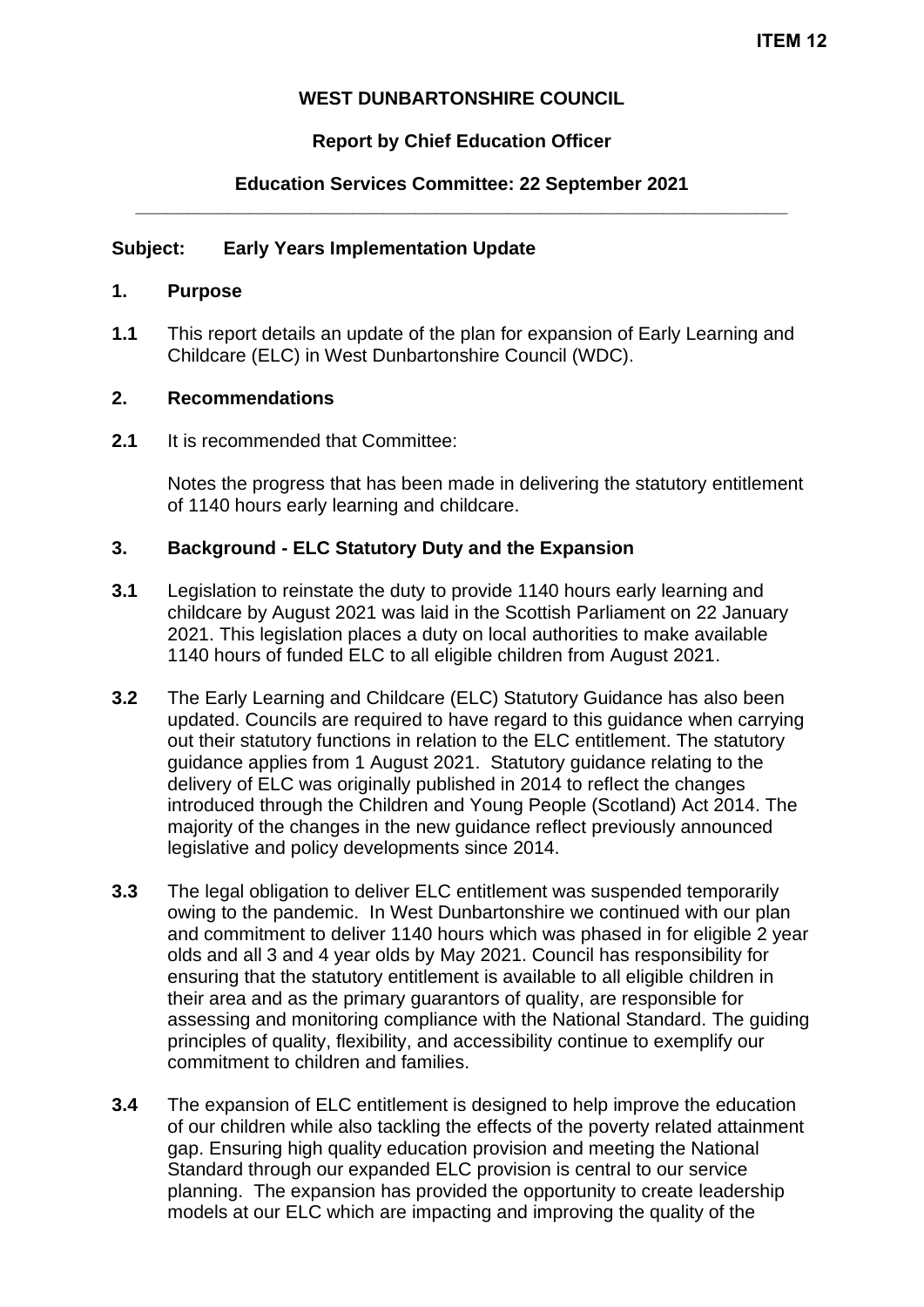**ITEM 12**

**WEST DUNBARTONSHIRE COUNCIL**

**Report by Chief Education Officer**

**Education Services Committee: 22 September 2021**

---

**Subject: Early Years Implementation Update**

## 1. Purpose

**1.1** This report details an update of the plan for expansion of Early Learning and Childcare (ELC) in West Dunbartonshire Council (WDC).

## 2. Recommendations

**2.1** It is recommended that Committee:

Notes the progress that has been made in delivering the statutory entitlement of 1140 hours early learning and childcare.

## 3. Background - ELC Statutory Duty and the Expansion

**3.1** Legislation to reinstate the duty to provide 1140 hours early learning and childcare by August 2021 was laid in the Scottish Parliament on 22 January 2021. This legislation places a duty on local authorities to make available 1140 hours of funded ELC to all eligible children from August 2021.

**3.2** The Early Learning and Childcare (ELC) Statutory Guidance has also been updated. Councils are required to have regard to this guidance when carrying out their statutory functions in relation to the ELC entitlement. The statutory guidance applies from 1 August 2021. Statutory guidance relating to the delivery of ELC was originally published in 2014 to reflect the changes introduced through the Children and Young People (Scotland) Act 2014. The majority of the changes in the new guidance reflect previously announced legislative and policy developments since 2014.

**3.3** The legal obligation to deliver ELC entitlement was suspended temporarily owing to the pandemic. In West Dunbartonshire we continued with our plan and commitment to deliver 1140 hours which was phased in for eligible 2 year olds and all 3 and 4 year olds by May 2021. Council has responsibility for ensuring that the statutory entitlement is available to all eligible children in their area and as the primary guarantors of quality, are responsible for assessing and monitoring compliance with the National Standard. The guiding principles of quality, flexibility, and accessibility continue to exemplify our commitment to children and families.

**3.4** The expansion of ELC entitlement is designed to help improve the education of our children while also tackling the effects of the poverty related attainment gap. Ensuring high quality education provision and meeting the National Standard through our expanded ELC provision is central to our service planning. The expansion has provided the opportunity to create leadership models at our ELC which are impacting and improving the quality of the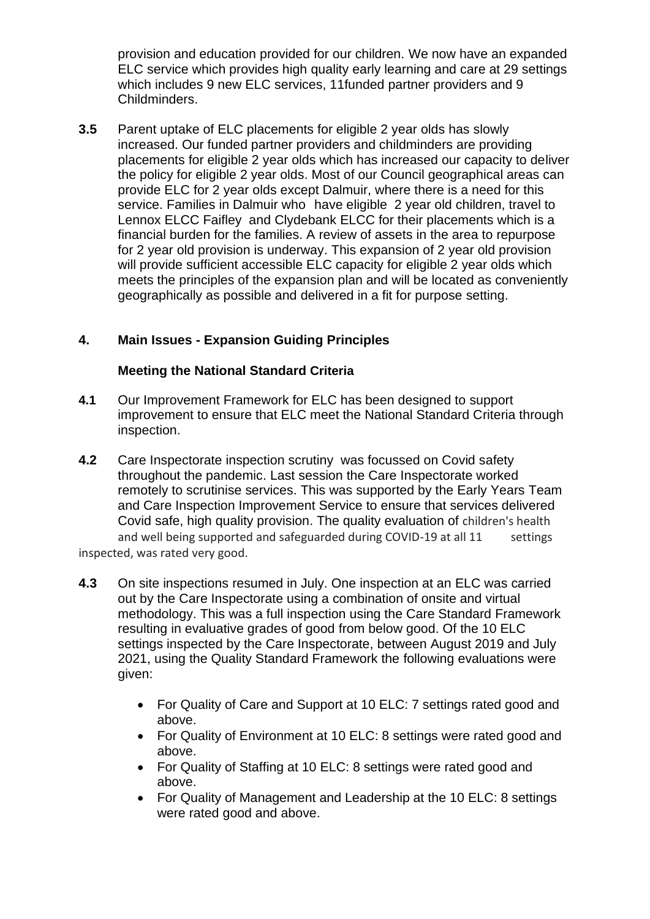provision and education provided for our children. We now have an expanded ELC service which provides high quality early learning and care at 29 settings which includes 9 new ELC services, 11funded partner providers and 9 Childminders.

**3.5** Parent uptake of ELC placements for eligible 2 year olds has slowly increased. Our funded partner providers and childminders are providing placements for eligible 2 year olds which has increased our capacity to deliver the policy for eligible 2 year olds. Most of our Council geographical areas can provide ELC for 2 year olds except Dalmuir, where there is a need for this service. Families in Dalmuir who have eligible 2 year old children, travel to Lennox ELCC Faifley and Clydebank ELCC for their placements which is a financial burden for the families. A review of assets in the area to repurpose for 2 year old provision is underway. This expansion of 2 year old provision will provide sufficient accessible ELC capacity for eligible 2 year olds which meets the principles of the expansion plan and will be located as conveniently geographically as possible and delivered in a fit for purpose setting.

## 4. Main Issues - Expansion Guiding Principles

### Meeting the National Standard Criteria

**4.1** Our Improvement Framework for ELC has been designed to support improvement to ensure that ELC meet the National Standard Criteria through inspection.

**4.2** Care Inspectorate inspection scrutiny was focussed on Covid safety throughout the pandemic. Last session the Care Inspectorate worked remotely to scrutinise services. This was supported by the Early Years Team and Care Inspection Improvement Service to ensure that services delivered Covid safe, high quality provision. The quality evaluation of children's health and well being supported and safeguarded during COVID-19 at all 11 settings inspected, was rated very good.

**4.3** On site inspections resumed in July. One inspection at an ELC was carried out by the Care Inspectorate using a combination of onsite and virtual methodology. This was a full inspection using the Care Standard Framework resulting in evaluative grades of good from below good. Of the 10 ELC settings inspected by the Care Inspectorate, between August 2019 and July 2021, using the Quality Standard Framework the following evaluations were given:

- For Quality of Care and Support at 10 ELC: 7 settings rated good and above.
- For Quality of Environment at 10 ELC: 8 settings were rated good and above.
- For Quality of Staffing at 10 ELC: 8 settings were rated good and above.
- For Quality of Management and Leadership at the 10 ELC: 8 settings were rated good and above.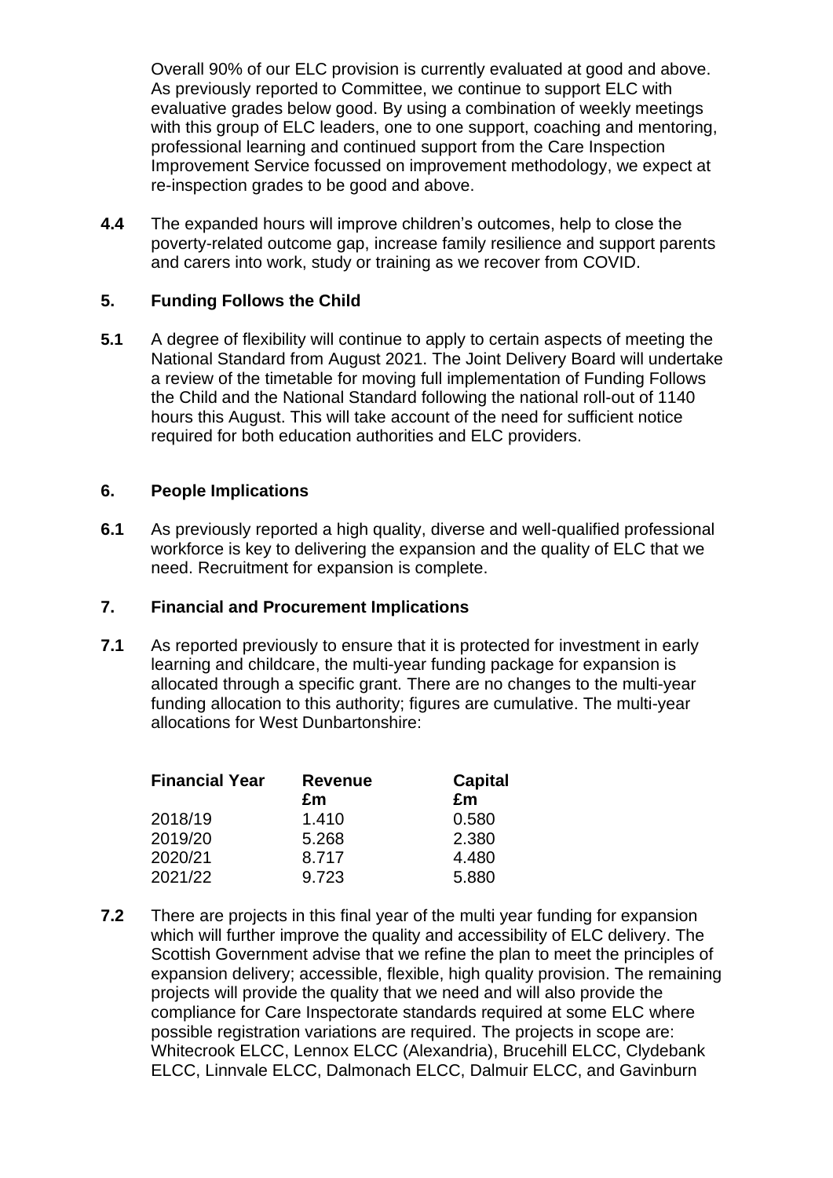Overall 90% of our ELC provision is currently evaluated at good and above. As previously reported to Committee, we continue to support ELC with evaluative grades below good. By using a combination of weekly meetings with this group of ELC leaders, one to one support, coaching and mentoring, professional learning and continued support from the Care Inspection Improvement Service focussed on improvement methodology, we expect at re-inspection grades to be good and above.

**4.4** The expanded hours will improve children's outcomes, help to close the poverty-related outcome gap, increase family resilience and support parents and carers into work, study or training as we recover from COVID.

## 5. Funding Follows the Child

**5.1** A degree of flexibility will continue to apply to certain aspects of meeting the National Standard from August 2021. The Joint Delivery Board will undertake a review of the timetable for moving full implementation of Funding Follows the Child and the National Standard following the national roll-out of 1140 hours this August. This will take account of the need for sufficient notice required for both education authorities and ELC providers.

## 6. People Implications

**6.1** As previously reported a high quality, diverse and well-qualified professional workforce is key to delivering the expansion and the quality of ELC that we need. Recruitment for expansion is complete.

## 7. Financial and Procurement Implications

**7.1** As reported previously to ensure that it is protected for investment in early learning and childcare, the multi-year funding package for expansion is allocated through a specific grant. There are no changes to the multi-year funding allocation to this authority; figures are cumulative. The multi-year allocations for West Dunbartonshire:

| Financial Year | Revenue £m | Capital £m |
|---|---|---|
| 2018/19 | 1.410 | 0.580 |
| 2019/20 | 5.268 | 2.380 |
| 2020/21 | 8.717 | 4.480 |
| 2021/22 | 9.723 | 5.880 |

**7.2** There are projects in this final year of the multi year funding for expansion which will further improve the quality and accessibility of ELC delivery. The Scottish Government advise that we refine the plan to meet the principles of expansion delivery; accessible, flexible, high quality provision. The remaining projects will provide the quality that we need and will also provide the compliance for Care Inspectorate standards required at some ELC where possible registration variations are required. The projects in scope are: Whitecrook ELCC, Lennox ELCC (Alexandria), Brucehill ELCC, Clydebank ELCC, Linnvale ELCC, Dalmonach ELCC, Dalmuir ELCC, and Gavinburn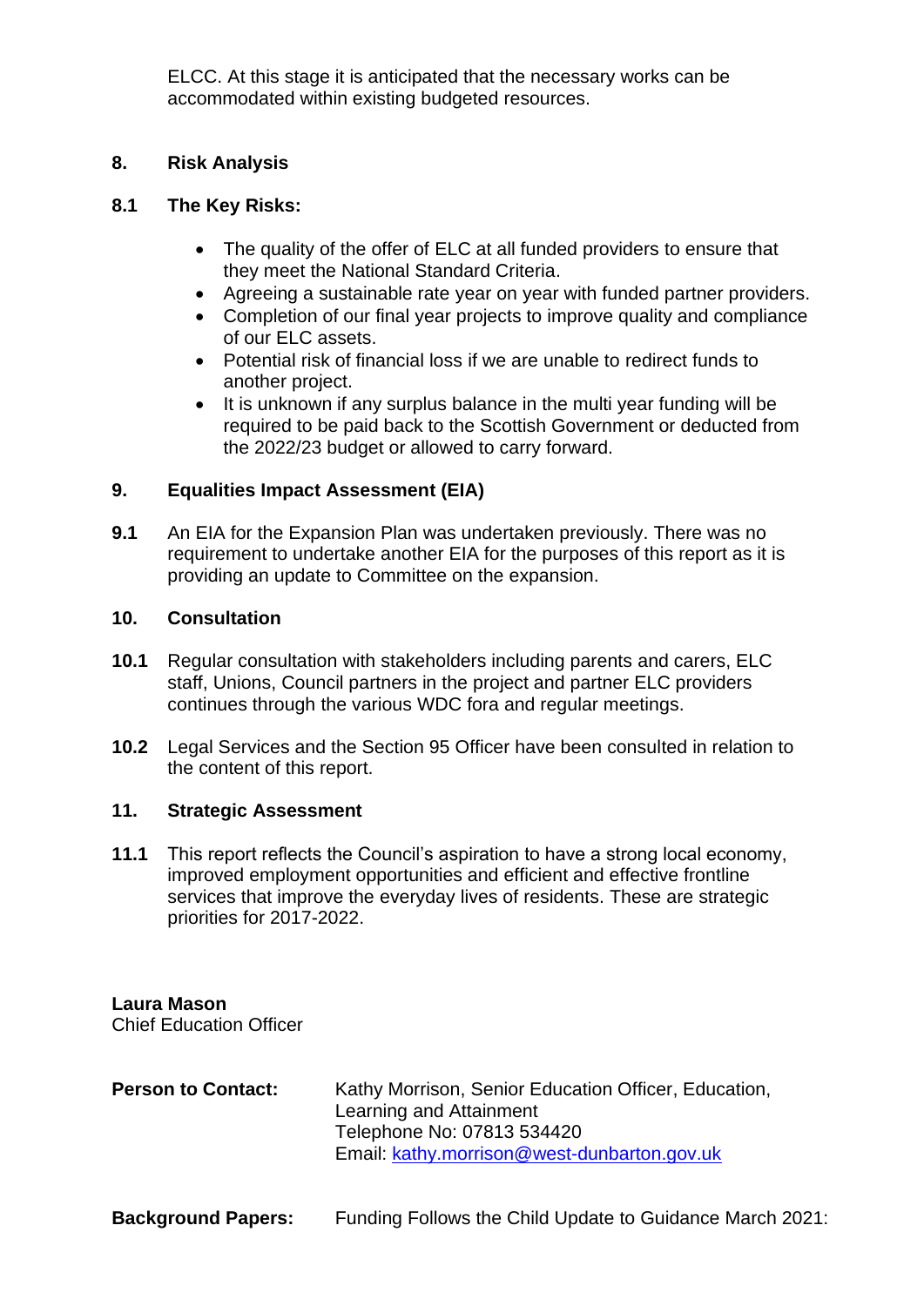ELCC. At this stage it is anticipated that the necessary works can be accommodated within existing budgeted resources.

## 8. Risk Analysis

### 8.1 The Key Risks:

- The quality of the offer of ELC at all funded providers to ensure that they meet the National Standard Criteria.
- Agreeing a sustainable rate year on year with funded partner providers.
- Completion of our final year projects to improve quality and compliance of our ELC assets.
- Potential risk of financial loss if we are unable to redirect funds to another project.
- It is unknown if any surplus balance in the multi year funding will be required to be paid back to the Scottish Government or deducted from the 2022/23 budget or allowed to carry forward.

## 9. Equalities Impact Assessment (EIA)

**9.1** An EIA for the Expansion Plan was undertaken previously. There was no requirement to undertake another EIA for the purposes of this report as it is providing an update to Committee on the expansion.

## 10. Consultation

**10.1** Regular consultation with stakeholders including parents and carers, ELC staff, Unions, Council partners in the project and partner ELC providers continues through the various WDC fora and regular meetings.

**10.2** Legal Services and the Section 95 Officer have been consulted in relation to the content of this report.

## 11. Strategic Assessment

**11.1** This report reflects the Council's aspiration to have a strong local economy, improved employment opportunities and efficient and effective frontline services that improve the everyday lives of residents. These are strategic priorities for 2017-2022.

**Laura Mason**
Chief Education Officer

**Person to Contact:** Kathy Morrison, Senior Education Officer, Education, Learning and Attainment
Telephone No: 07813 534420
Email: kathy.morrison@west-dunbarton.gov.uk

**Background Papers:** Funding Follows the Child Update to Guidance March 2021: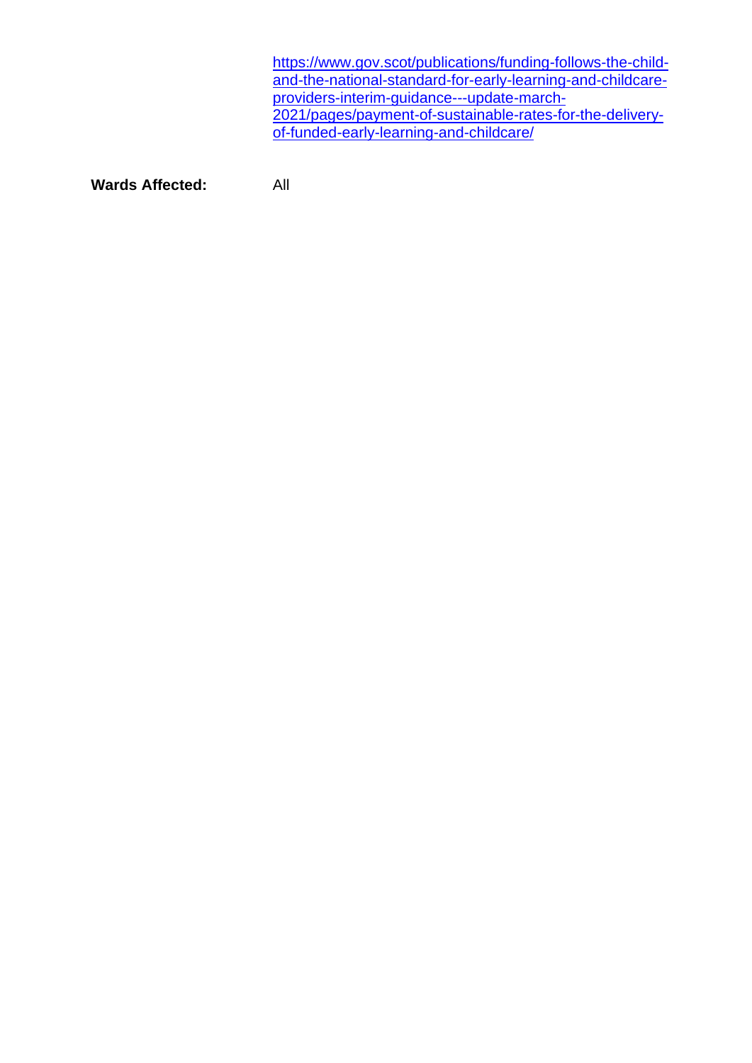[https://www.gov.scot/publications/funding-follows-the-child-and-the-national-standard-for-early-learning-and-childcare-providers-interim-guidance---update-march-2021/pages/payment-of-sustainable-rates-for-the-delivery-of-funded-early-learning-and-childcare/](https://www.gov.scot/publications/funding-follows-the-child-and-the-national-standard-for-early-learning-and-childcare-providers-interim-guidance---update-march-2021/pages/payment-of-sustainable-rates-for-the-delivery-of-funded-early-learning-and-childcare/)

**Wards Affected:** All